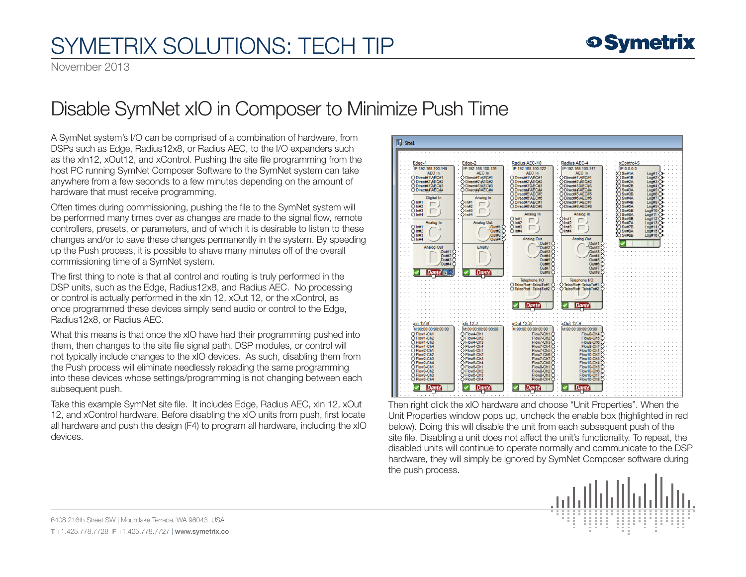# SYMETRIX SOLUTIONS: TECH TIP

November 2013

## Disable SymNet xIO in Composer to Minimize Push Time

A SymNet system's I/O can be comprised of a combination of hardware, from DSPs such as Edge, Radius12x8, or Radius AEC, to the I/O expanders such as the xIn12, xOut12, and xControl. Pushing the site file programming from the host PC running SymNet Composer Software to the SymNet system can take anywhere from a few seconds to a few minutes depending on the amount of hardware that must receive programming.

Often times during commissioning, pushing the file to the SymNet system will be performed many times over as changes are made to the signal flow, remote controllers, presets, or parameters, and of which it is desirable to listen to these changes and/or to save these changes permanently in the system. By speeding up the Push process, it is possible to shave many minutes off of the overall commissioning time of a SymNet system.

The first thing to note is that all control and routing is truly performed in the DSP units, such as the Edge, Radius12x8, and Radius AEC. No processing or control is actually performed in the xIn 12, xOut 12, or the xControl, as once programmed these devices simply send audio or control to the Edge, Radius12x8, or Radius AEC.

What this means is that once the xIO have had their programming pushed into them, then changes to the site file signal path, DSP modules, or control will not typically include changes to the xIO devices. As such, disabling them from the Push process will eliminate needlessly reloading the same programming into these devices whose settings/programming is not changing between each subsequent push.

Take this example SymNet site file. It includes Edge, Radius AEC, xIn 12, xOut 12, and xControl hardware. Before disabling the xIO units from push, first locate all hardware and push the design (F4) to program all hardware, including the xIO devices.

Then right click the xIO hardware and choose "Unit Properties". When the Unit Properties window pops up, uncheck the enable box (highlighted in red below). Doing this will disable the unit from each subsequent push of the site file. Disabling a unit does not affect the unit's functionality. To repeat, the disabled units will continue to operate normally and communicate to the DSP hardware, they will simply be ignored by SymNet Composer software during the push process.

6408 216th Street SW | Mountlake Terrace, WA 98043 USA

**T** +1.425.778.7728 **F** +1.425.778.7727 | **www.symetrix.co**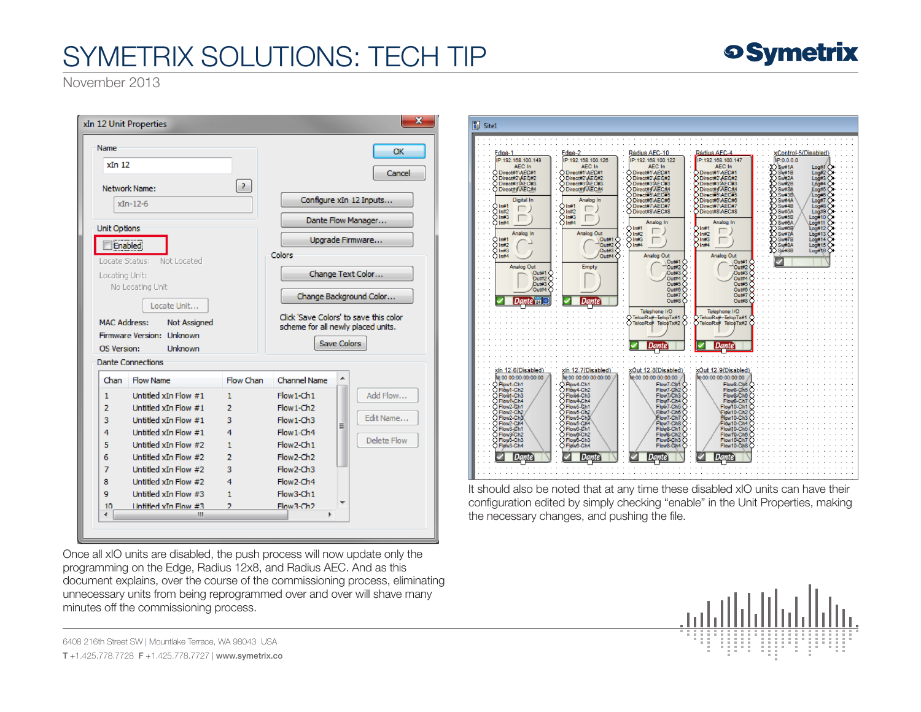# SYMETRIX SOLUTIONS: TECH TIP

November 2013

It should also be noted that at any time these disabled xIO units can have their configuration edited by simply checking “enable” in the Unit Properties, making the necessary changes, and pushing the file.

Once all xIO units are disabled, the push process will now update only the programming on the Edge, Radius 12x8, and Radius AEC. And as this document explains, over the course of the commissioning process, eliminating unnecessary units from being reprogrammed over and over will shave many minutes off the commissioning process.

6408 216th Street SW | Mountlake Terrace, WA 98043 USA

**T** +1.425.778.7728 **F** +1.425.778.7727 | **www.symetrix.co**